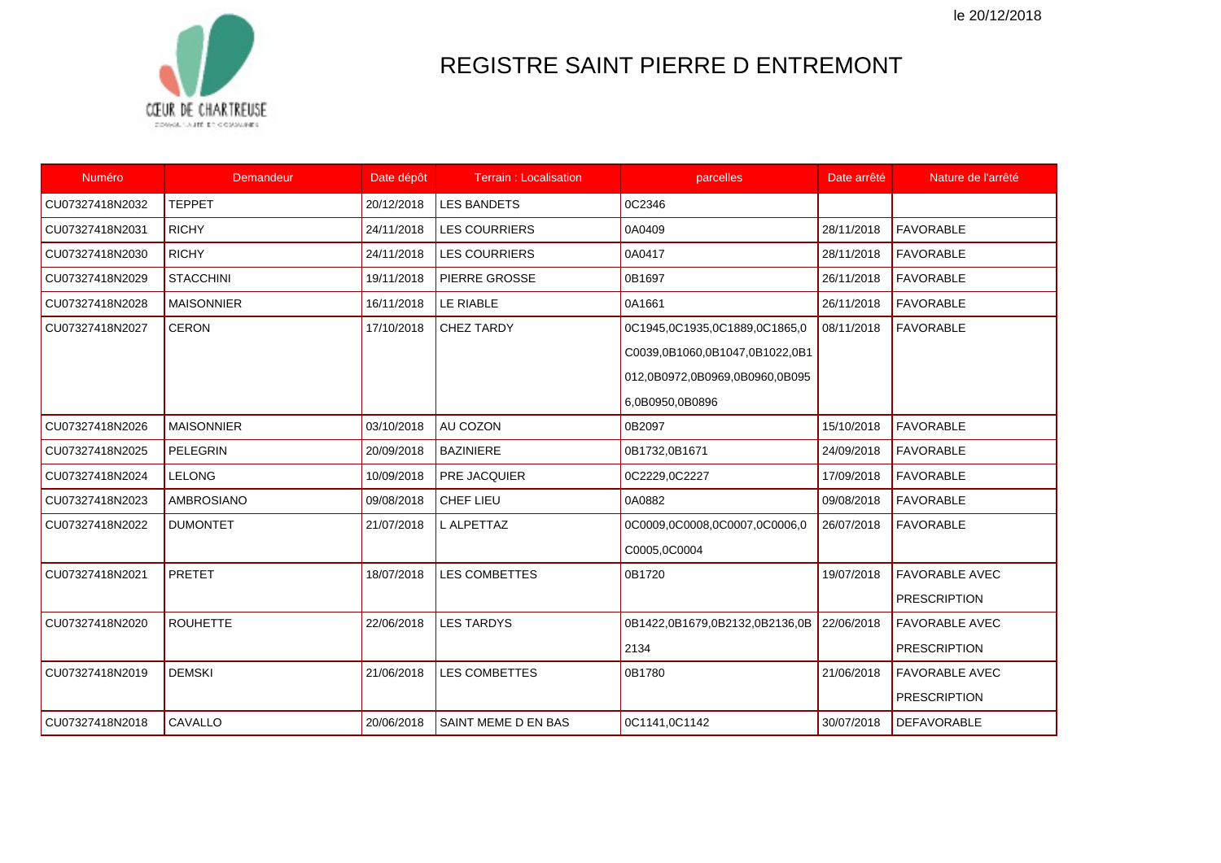le 20/12/2018

# REGISTRE SAINT PIERRE D ENTREMONT

| Numéro | Demandeur | Date dépôt | Terrain : Localisation | parcelles | Date arrêté | Nature de l'arrêté |
|---|---|---|---|---|---|---|
| CU07327418N2032 | TEPPET | 20/12/2018 | LES BANDETS | 0C2346 | | |
| CU07327418N2031 | RICHY | 24/11/2018 | LES COURRIERS | 0A0409 | 28/11/2018 | FAVORABLE |
| CU07327418N2030 | RICHY | 24/11/2018 | LES COURRIERS | 0A0417 | 28/11/2018 | FAVORABLE |
| CU07327418N2029 | STACCHINI | 19/11/2018 | PIERRE GROSSE | 0B1697 | 26/11/2018 | FAVORABLE |
| CU07327418N2028 | MAISONNIER | 16/11/2018 | LE RIABLE | 0A1661 | 26/11/2018 | FAVORABLE |
| CU07327418N2027 | CERON | 17/10/2018 | CHEZ TARDY | 0C1945,0C1935,0C1889,0C1865,0C0039,0B1060,0B1047,0B1022,0B1012,0B0972,0B0969,0B0960,0B0956,0B0950,0B0896 | 08/11/2018 | FAVORABLE |
| CU07327418N2026 | MAISONNIER | 03/10/2018 | AU COZON | 0B2097 | 15/10/2018 | FAVORABLE |
| CU07327418N2025 | PELEGRIN | 20/09/2018 | BAZINIERE | 0B1732,0B1671 | 24/09/2018 | FAVORABLE |
| CU07327418N2024 | LELONG | 10/09/2018 | PRE JACQUIER | 0C2229,0C2227 | 17/09/2018 | FAVORABLE |
| CU07327418N2023 | AMBROSIANO | 09/08/2018 | CHEF LIEU | 0A0882 | 09/08/2018 | FAVORABLE |
| CU07327418N2022 | DUMONTET | 21/07/2018 | L ALPETTAZ | 0C0009,0C0008,0C0007,0C0006,0C0005,0C0004 | 26/07/2018 | FAVORABLE |
| CU07327418N2021 | PRETET | 18/07/2018 | LES COMBETTES | 0B1720 | 19/07/2018 | FAVORABLE AVEC PRESCRIPTION |
| CU07327418N2020 | ROUHETTE | 22/06/2018 | LES TARDYS | 0B1422,0B1679,0B2132,0B2136,0B2134 | 22/06/2018 | FAVORABLE AVEC PRESCRIPTION |
| CU07327418N2019 | DEMSKI | 21/06/2018 | LES COMBETTES | 0B1780 | 21/06/2018 | FAVORABLE AVEC PRESCRIPTION |
| CU07327418N2018 | CAVALLO | 20/06/2018 | SAINT MEME D EN BAS | 0C1141,0C1142 | 30/07/2018 | DEFAVORABLE |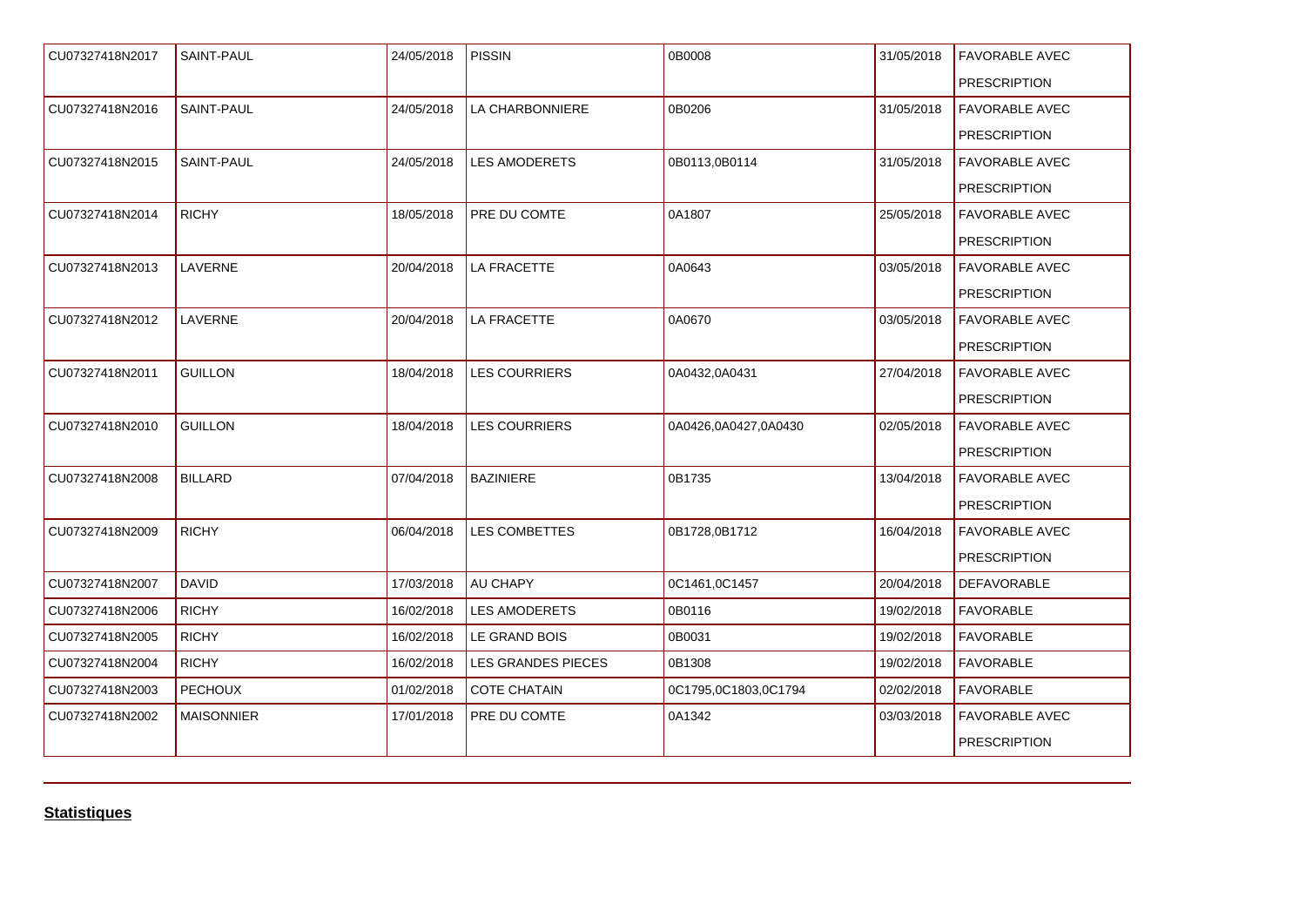| | | | | | | |
|---|---|---|---|---|---|---|
| CU07327418N2017 | SAINT-PAUL | 24/05/2018 | PISSIN | 0B0008 | 31/05/2018 | FAVORABLE AVEC PRESCRIPTION |
| CU07327418N2016 | SAINT-PAUL | 24/05/2018 | LA CHARBONNIERE | 0B0206 | 31/05/2018 | FAVORABLE AVEC PRESCRIPTION |
| CU07327418N2015 | SAINT-PAUL | 24/05/2018 | LES AMODERETS | 0B0113,0B0114 | 31/05/2018 | FAVORABLE AVEC PRESCRIPTION |
| CU07327418N2014 | RICHY | 18/05/2018 | PRE DU COMTE | 0A1807 | 25/05/2018 | FAVORABLE AVEC PRESCRIPTION |
| CU07327418N2013 | LAVERNE | 20/04/2018 | LA FRACETTE | 0A0643 | 03/05/2018 | FAVORABLE AVEC PRESCRIPTION |
| CU07327418N2012 | LAVERNE | 20/04/2018 | LA FRACETTE | 0A0670 | 03/05/2018 | FAVORABLE AVEC PRESCRIPTION |
| CU07327418N2011 | GUILLON | 18/04/2018 | LES COURRIERS | 0A0432,0A0431 | 27/04/2018 | FAVORABLE AVEC PRESCRIPTION |
| CU07327418N2010 | GUILLON | 18/04/2018 | LES COURRIERS | 0A0426,0A0427,0A0430 | 02/05/2018 | FAVORABLE AVEC PRESCRIPTION |
| CU07327418N2008 | BILLARD | 07/04/2018 | BAZINIERE | 0B1735 | 13/04/2018 | FAVORABLE AVEC PRESCRIPTION |
| CU07327418N2009 | RICHY | 06/04/2018 | LES COMBETTES | 0B1728,0B1712 | 16/04/2018 | FAVORABLE AVEC PRESCRIPTION |
| CU07327418N2007 | DAVID | 17/03/2018 | AU CHAPY | 0C1461,0C1457 | 20/04/2018 | DEFAVORABLE |
| CU07327418N2006 | RICHY | 16/02/2018 | LES AMODERETS | 0B0116 | 19/02/2018 | FAVORABLE |
| CU07327418N2005 | RICHY | 16/02/2018 | LE GRAND BOIS | 0B0031 | 19/02/2018 | FAVORABLE |
| CU07327418N2004 | RICHY | 16/02/2018 | LES GRANDES PIECES | 0B1308 | 19/02/2018 | FAVORABLE |
| CU07327418N2003 | PECHOUX | 01/02/2018 | COTE CHATAIN | 0C1795,0C1803,0C1794 | 02/02/2018 | FAVORABLE |
| CU07327418N2002 | MAISONNIER | 17/01/2018 | PRE DU COMTE | 0A1342 | 03/03/2018 | FAVORABLE AVEC PRESCRIPTION |

**Statistiques**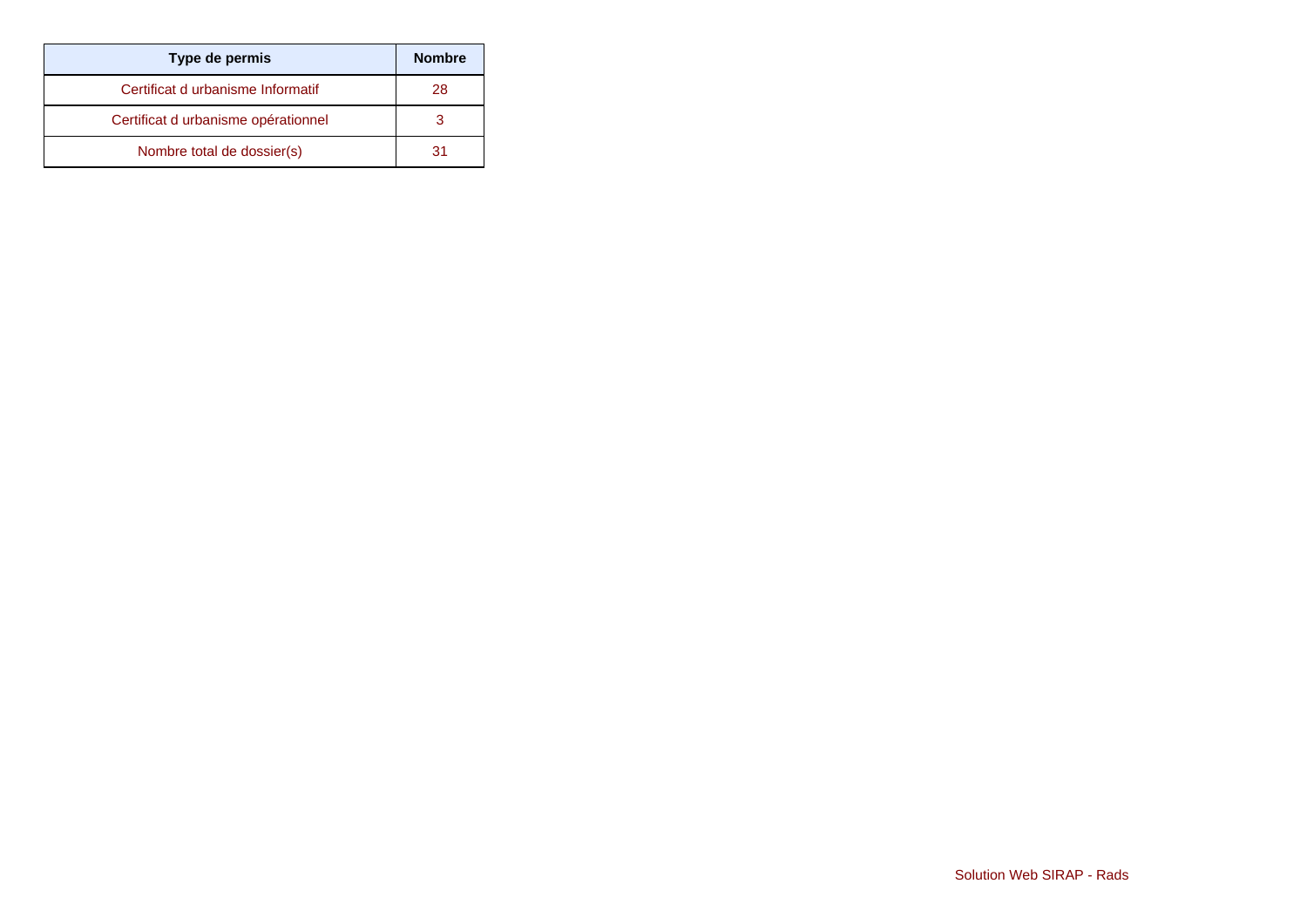| Type de permis | Nombre |
| --- | --- |
| Certificat d urbanisme Informatif | 28 |
| Certificat d urbanisme opérationnel | 3 |
| Nombre total de dossier(s) | 31 |

Solution Web SIRAP - Rads